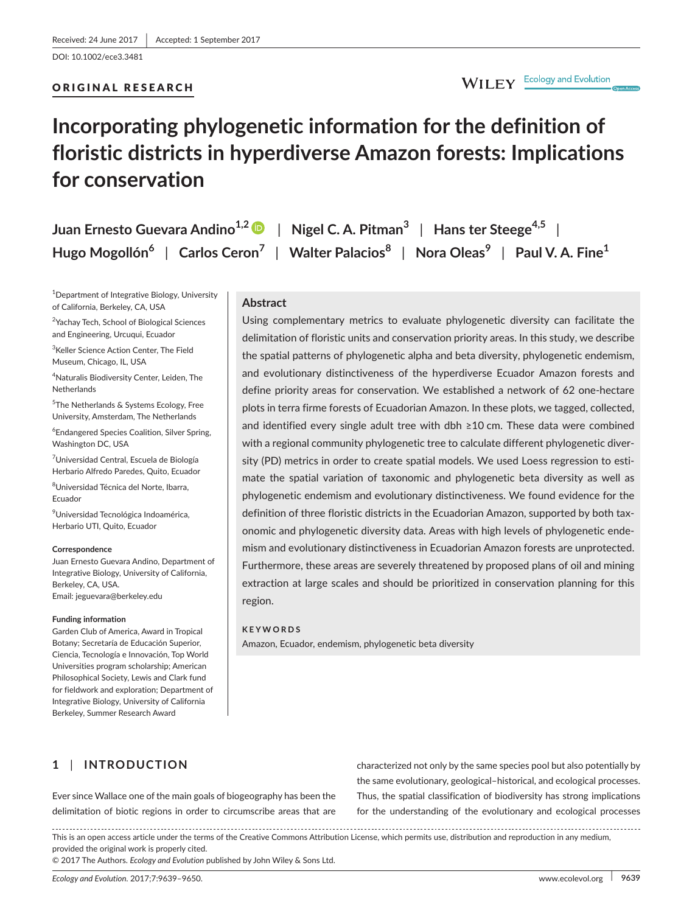Received: 24 June 2017 | Accepted: 1 September 2017

DOI: 10.1002/ece3.3481

ORIGINAL RESEARCH

# Incorporating phylogenetic information for the definition of floristic districts in hyperdiverse Amazon forests: Implications for conservation

Juan Ernesto Guevara Andino[1,2] | Nigel C. A. Pitman[3] | Hans ter Steege[4,5] | Hugo Mogollón[6] | Carlos Ceron[7] | Walter Palacios[8] | Nora Oleas[9] | Paul V. A. Fine[1]

[1]Department of Integrative Biology, University of California, Berkeley, CA, USA

[2]Yachay Tech, School of Biological Sciences and Engineering, Urcuqui, Ecuador

[3]Keller Science Action Center, The Field Museum, Chicago, IL, USA

[4]Naturalis Biodiversity Center, Leiden, The Netherlands

[5]The Netherlands & Systems Ecology, Free University, Amsterdam, The Netherlands

[6]Endangered Species Coalition, Silver Spring, Washington DC, USA

[7]Universidad Central, Escuela de Biología Herbario Alfredo Paredes, Quito, Ecuador

[8]Universidad Técnica del Norte, Ibarra, Ecuador

[9]Universidad Tecnológica Indoamérica, Herbario UTI, Quito, Ecuador

**Correspondence**
Juan Ernesto Guevara Andino, Department of Integrative Biology, University of California, Berkeley, CA, USA.
Email: jeguevara@berkeley.edu

**Funding information**
Garden Club of America, Award in Tropical Botany; Secretaría de Educación Superior, Ciencia, Tecnología e Innovación, Top World Universities program scholarship; American Philosophical Society, Lewis and Clark fund for fieldwork and exploration; Department of Integrative Biology, University of California Berkeley, Summer Research Award

## Abstract

Using complementary metrics to evaluate phylogenetic diversity can facilitate the delimitation of floristic units and conservation priority areas. In this study, we describe the spatial patterns of phylogenetic alpha and beta diversity, phylogenetic endemism, and evolutionary distinctiveness of the hyperdiverse Ecuador Amazon forests and define priority areas for conservation. We established a network of 62 one-hectare plots in terra firme forests of Ecuadorian Amazon. In these plots, we tagged, collected, and identified every single adult tree with dbh ≥10 cm. These data were combined with a regional community phylogenetic tree to calculate different phylogenetic diversity (PD) metrics in order to create spatial models. We used Loess regression to estimate the spatial variation of taxonomic and phylogenetic beta diversity as well as phylogenetic endemism and evolutionary distinctiveness. We found evidence for the definition of three floristic districts in the Ecuadorian Amazon, supported by both taxonomic and phylogenetic diversity data. Areas with high levels of phylogenetic endemism and evolutionary distinctiveness in Ecuadorian Amazon forests are unprotected. Furthermore, these areas are severely threatened by proposed plans of oil and mining extraction at large scales and should be prioritized in conservation planning for this region.

**KEYWORDS**
Amazon, Ecuador, endemism, phylogenetic beta diversity

## 1 | INTRODUCTION

Ever since Wallace one of the main goals of biogeography has been the delimitation of biotic regions in order to circumscribe areas that are characterized not only by the same species pool but also potentially by the same evolutionary, geological–historical, and ecological processes. Thus, the spatial classification of biodiversity has strong implications for the understanding of the evolutionary and ecological processes

This is an open access article under the terms of the Creative Commons Attribution License, which permits use, distribution and reproduction in any medium, provided the original work is properly cited.
© 2017 The Authors. *Ecology and Evolution* published by John Wiley & Sons Ltd.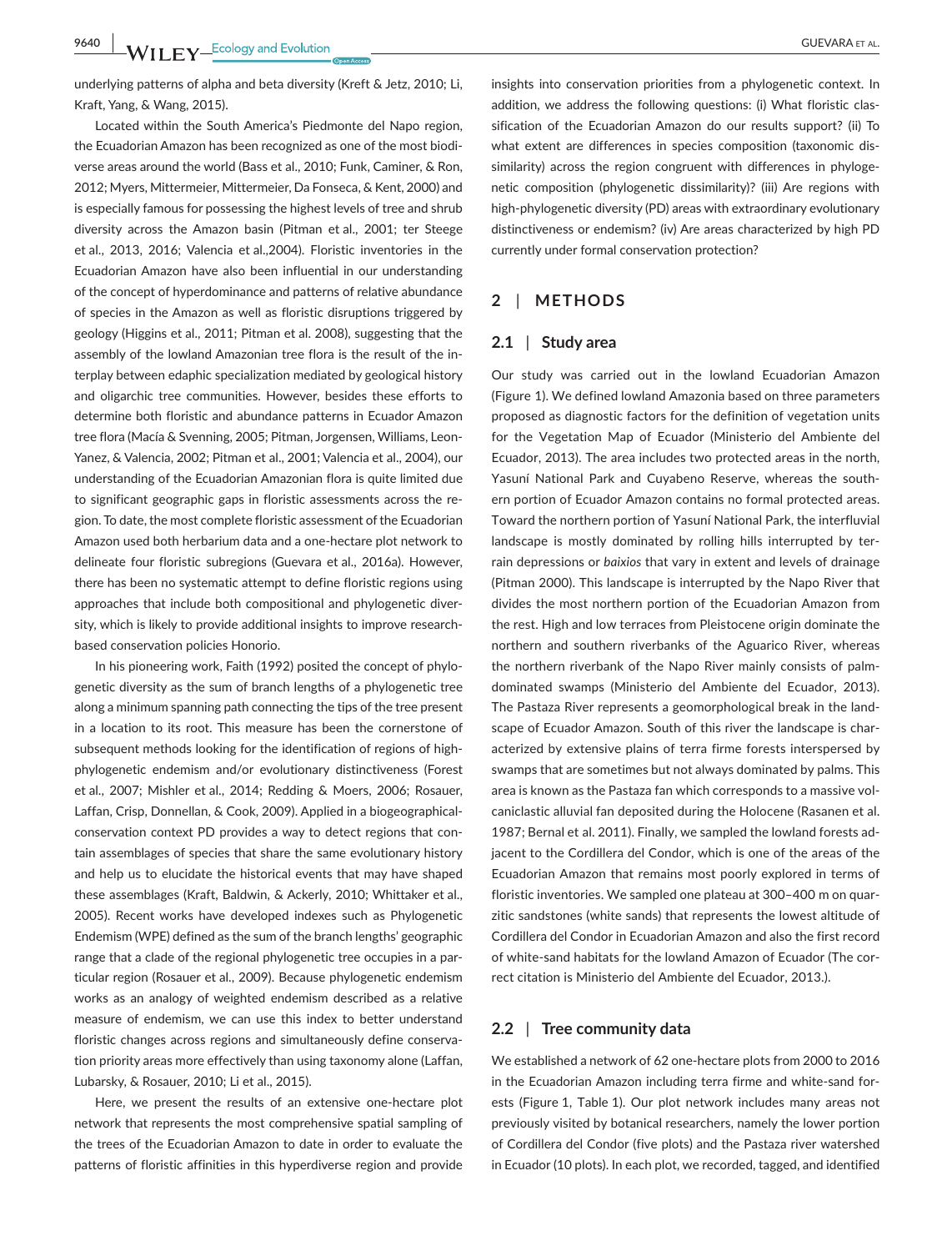underlying patterns of alpha and beta diversity (Kreft & Jetz, 2010; Li, Kraft, Yang, & Wang, 2015).

Located within the South America's Piedmonte del Napo region, the Ecuadorian Amazon has been recognized as one of the most biodiverse areas around the world (Bass et al., 2010; Funk, Caminer, & Ron, 2012; Myers, Mittermeier, Mittermeier, Da Fonseca, & Kent, 2000) and is especially famous for possessing the highest levels of tree and shrub diversity across the Amazon basin (Pitman et al., 2001; ter Steege et al., 2013, 2016; Valencia et al.,2004). Floristic inventories in the Ecuadorian Amazon have also been influential in our understanding of the concept of hyperdominance and patterns of relative abundance of species in the Amazon as well as floristic disruptions triggered by geology (Higgins et al., 2011; Pitman et al. 2008), suggesting that the assembly of the lowland Amazonian tree flora is the result of the interplay between edaphic specialization mediated by geological history and oligarchic tree communities. However, besides these efforts to determine both floristic and abundance patterns in Ecuador Amazon tree flora (Macía & Svenning, 2005; Pitman, Jorgensen, Williams, Leon-Yanez, & Valencia, 2002; Pitman et al., 2001; Valencia et al., 2004), our understanding of the Ecuadorian Amazonian flora is quite limited due to significant geographic gaps in floristic assessments across the region. To date, the most complete floristic assessment of the Ecuadorian Amazon used both herbarium data and a one-hectare plot network to delineate four floristic subregions (Guevara et al., 2016a). However, there has been no systematic attempt to define floristic regions using approaches that include both compositional and phylogenetic diversity, which is likely to provide additional insights to improve research-based conservation policies Honorio.

In his pioneering work, Faith (1992) posited the concept of phylogenetic diversity as the sum of branch lengths of a phylogenetic tree along a minimum spanning path connecting the tips of the tree present in a location to its root. This measure has been the cornerstone of subsequent methods looking for the identification of regions of high-phylogenetic endemism and/or evolutionary distinctiveness (Forest et al., 2007; Mishler et al., 2014; Redding & Moers, 2006; Rosauer, Laffan, Crisp, Donnellan, & Cook, 2009). Applied in a biogeographical-conservation context PD provides a way to detect regions that contain assemblages of species that share the same evolutionary history and help us to elucidate the historical events that may have shaped these assemblages (Kraft, Baldwin, & Ackerly, 2010; Whittaker et al., 2005). Recent works have developed indexes such as Phylogenetic Endemism (WPE) defined as the sum of the branch lengths' geographic range that a clade of the regional phylogenetic tree occupies in a particular region (Rosauer et al., 2009). Because phylogenetic endemism works as an analogy of weighted endemism described as a relative measure of endemism, we can use this index to better understand floristic changes across regions and simultaneously define conservation priority areas more effectively than using taxonomy alone (Laffan, Lubarsky, & Rosauer, 2010; Li et al., 2015).

Here, we present the results of an extensive one-hectare plot network that represents the most comprehensive spatial sampling of the trees of the Ecuadorian Amazon to date in order to evaluate the patterns of floristic affinities in this hyperdiverse region and provide insights into conservation priorities from a phylogenetic context. In addition, we address the following questions: (i) What floristic classification of the Ecuadorian Amazon do our results support? (ii) To what extent are differences in species composition (taxonomic dissimilarity) across the region congruent with differences in phylogenetic composition (phylogenetic dissimilarity)? (iii) Are regions with high-phylogenetic diversity (PD) areas with extraordinary evolutionary distinctiveness or endemism? (iv) Are areas characterized by high PD currently under formal conservation protection?

## 2 | METHODS

### 2.1 | Study area

Our study was carried out in the lowland Ecuadorian Amazon (Figure 1). We defined lowland Amazonia based on three parameters proposed as diagnostic factors for the definition of vegetation units for the Vegetation Map of Ecuador (Ministerio del Ambiente del Ecuador, 2013). The area includes two protected areas in the north, Yasuní National Park and Cuyabeno Reserve, whereas the southern portion of Ecuador Amazon contains no formal protected areas. Toward the northern portion of Yasuní National Park, the interfluvial landscape is mostly dominated by rolling hills interrupted by terrain depressions or *baixios* that vary in extent and levels of drainage (Pitman 2000). This landscape is interrupted by the Napo River that divides the most northern portion of the Ecuadorian Amazon from the rest. High and low terraces from Pleistocene origin dominate the northern and southern riverbanks of the Aguarico River, whereas the northern riverbank of the Napo River mainly consists of palm-dominated swamps (Ministerio del Ambiente del Ecuador, 2013). The Pastaza River represents a geomorphological break in the landscape of Ecuador Amazon. South of this river the landscape is characterized by extensive plains of terra firme forests interspersed by swamps that are sometimes but not always dominated by palms. This area is known as the Pastaza fan which corresponds to a massive volcaniclastic alluvial fan deposited during the Holocene (Rasanen et al. 1987; Bernal et al. 2011). Finally, we sampled the lowland forests adjacent to the Cordillera del Condor, which is one of the areas of the Ecuadorian Amazon that remains most poorly explored in terms of floristic inventories. We sampled one plateau at 300–400 m on quarzitic sandstones (white sands) that represents the lowest altitude of Cordillera del Condor in Ecuadorian Amazon and also the first record of white-sand habitats for the lowland Amazon of Ecuador (The correct citation is Ministerio del Ambiente del Ecuador, 2013.).

### 2.2 | Tree community data

We established a network of 62 one-hectare plots from 2000 to 2016 in the Ecuadorian Amazon including terra firme and white-sand forests (Figure 1, Table 1). Our plot network includes many areas not previously visited by botanical researchers, namely the lower portion of Cordillera del Condor (five plots) and the Pastaza river watershed in Ecuador (10 plots). In each plot, we recorded, tagged, and identified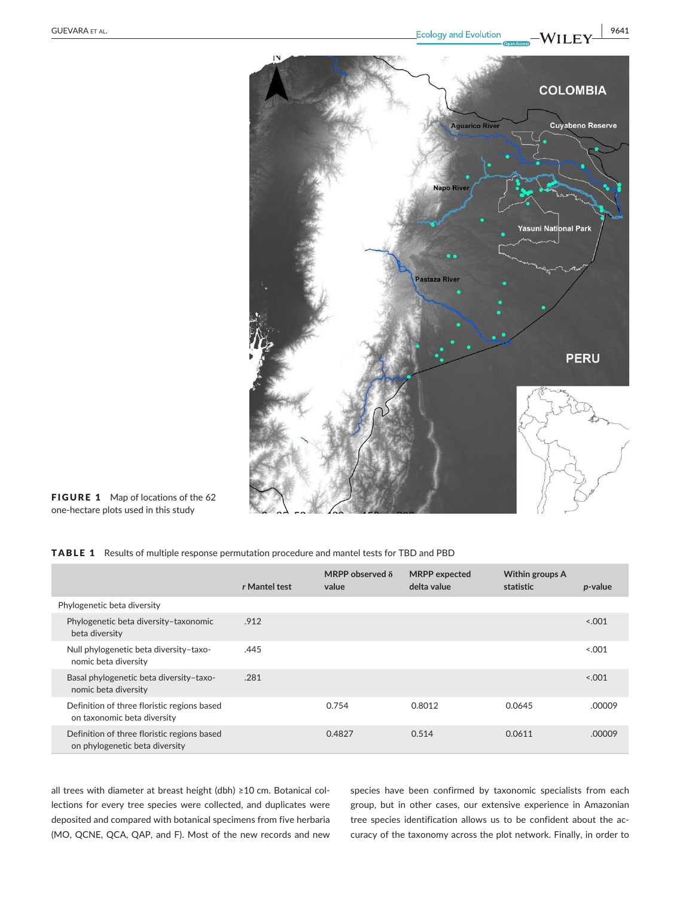FIGURE 1 Map of locations of the 62 one-hectare plots used in this study

TABLE 1 Results of multiple response permutation procedure and mantel tests for TBD and PBD

| | *r* Mantel test | MRPP observed δ value | MRPP expected delta value | Within groups A statistic | *p*-value |
|---|---|---|---|---|---|
| Phylogenetic beta diversity | | | | | |
| Phylogenetic beta diversity–taxonomic beta diversity | .912 | | | | <.001 |
| Null phylogenetic beta diversity–taxonomic beta diversity | .445 | | | | <.001 |
| Basal phylogenetic beta diversity–taxonomic beta diversity | .281 | | | | <.001 |
| Definition of three floristic regions based on taxonomic beta diversity | | 0.754 | 0.8012 | 0.0645 | .00009 |
| Definition of three floristic regions based on phylogenetic beta diversity | | 0.4827 | 0.514 | 0.0611 | .00009 |

all trees with diameter at breast height (dbh) ≥10 cm. Botanical collections for every tree species were collected, and duplicates were deposited and compared with botanical specimens from five herbaria (MO, QCNE, QCA, QAP, and F). Most of the new records and new species have been confirmed by taxonomic specialists from each group, but in other cases, our extensive experience in Amazonian tree species identification allows us to be confident about the accuracy of the taxonomy across the plot network. Finally, in order to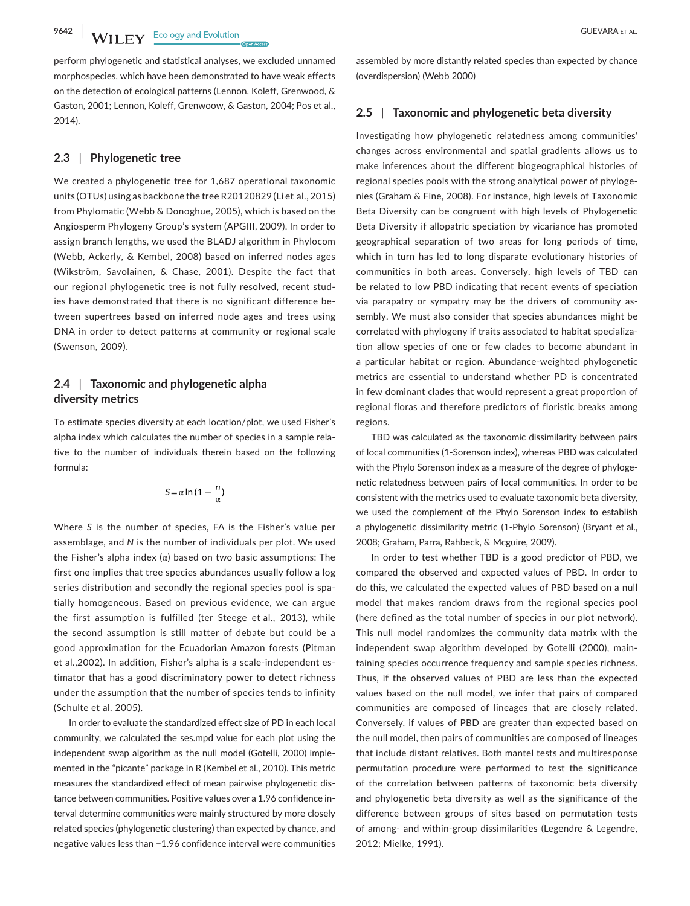perform phylogenetic and statistical analyses, we excluded unnamed morphospecies, which have been demonstrated to have weak effects on the detection of ecological patterns (Lennon, Koleff, Grenwood, & Gaston, 2001; Lennon, Koleff, Grenwoow, & Gaston, 2004; Pos et al., 2014).

## 2.3 | Phylogenetic tree

We created a phylogenetic tree for 1,687 operational taxonomic units (OTUs) using as backbone the tree R20120829 (Li et al., 2015) from Phylomatic (Webb & Donoghue, 2005), which is based on the Angiosperm Phylogeny Group's system (APGIII, 2009). In order to assign branch lengths, we used the BLADJ algorithm in Phylocom (Webb, Ackerly, & Kembel, 2008) based on inferred nodes ages (Wikström, Savolainen, & Chase, 2001). Despite the fact that our regional phylogenetic tree is not fully resolved, recent studies have demonstrated that there is no significant difference between supertrees based on inferred node ages and trees using DNA in order to detect patterns at community or regional scale (Swenson, 2009).

## 2.4 | Taxonomic and phylogenetic alpha diversity metrics

To estimate species diversity at each location/plot, we used Fisher's alpha index which calculates the number of species in a sample relative to the number of individuals therein based on the following formula:

$$S = \alpha \ln\left(1 + \frac{n}{\alpha}\right)$$

Where $S$ is the number of species, FA is the Fisher's value per assemblage, and $N$ is the number of individuals per plot. We used the Fisher's alpha index ($\alpha$) based on two basic assumptions: The first one implies that tree species abundances usually follow a log series distribution and secondly the regional species pool is spatially homogeneous. Based on previous evidence, we can argue the first assumption is fulfilled (ter Steege et al., 2013), while the second assumption is still matter of debate but could be a good approximation for the Ecuadorian Amazon forests (Pitman et al.,2002). In addition, Fisher's alpha is a scale-independent estimator that has a good discriminatory power to detect richness under the assumption that the number of species tends to infinity (Schulte et al. 2005).

In order to evaluate the standardized effect size of PD in each local community, we calculated the ses.mpd value for each plot using the independent swap algorithm as the null model (Gotelli, 2000) implemented in the "picante" package in R (Kembel et al., 2010). This metric measures the standardized effect of mean pairwise phylogenetic distance between communities. Positive values over a 1.96 confidence interval determine communities were mainly structured by more closely related species (phylogenetic clustering) than expected by chance, and negative values less than −1.96 confidence interval were communities assembled by more distantly related species than expected by chance (overdispersion) (Webb 2000)

## 2.5 | Taxonomic and phylogenetic beta diversity

Investigating how phylogenetic relatedness among communities' changes across environmental and spatial gradients allows us to make inferences about the different biogeographical histories of regional species pools with the strong analytical power of phylogenies (Graham & Fine, 2008). For instance, high levels of Taxonomic Beta Diversity can be congruent with high levels of Phylogenetic Beta Diversity if allopatric speciation by vicariance has promoted geographical separation of two areas for long periods of time, which in turn has led to long disparate evolutionary histories of communities in both areas. Conversely, high levels of TBD can be related to low PBD indicating that recent events of speciation via parapatry or sympatry may be the drivers of community assembly. We must also consider that species abundances might be correlated with phylogeny if traits associated to habitat specialization allow species of one or few clades to become abundant in a particular habitat or region. Abundance-weighted phylogenetic metrics are essential to understand whether PD is concentrated in few dominant clades that would represent a great proportion of regional floras and therefore predictors of floristic breaks among regions.

TBD was calculated as the taxonomic dissimilarity between pairs of local communities (1-Sorenson index), whereas PBD was calculated with the Phylo Sorenson index as a measure of the degree of phylogenetic relatedness between pairs of local communities. In order to be consistent with the metrics used to evaluate taxonomic beta diversity, we used the complement of the Phylo Sorenson index to establish a phylogenetic dissimilarity metric (1-Phylo Sorenson) (Bryant et al., 2008; Graham, Parra, Rahbeck, & Mcguire, 2009).

In order to test whether TBD is a good predictor of PBD, we compared the observed and expected values of PBD. In order to do this, we calculated the expected values of PBD based on a null model that makes random draws from the regional species pool (here defined as the total number of species in our plot network). This null model randomizes the community data matrix with the independent swap algorithm developed by Gotelli (2000), maintaining species occurrence frequency and sample species richness. Thus, if the observed values of PBD are less than the expected values based on the null model, we infer that pairs of compared communities are composed of lineages that are closely related. Conversely, if values of PBD are greater than expected based on the null model, then pairs of communities are composed of lineages that include distant relatives. Both mantel tests and multiresponse permutation procedure were performed to test the significance of the correlation between patterns of taxonomic beta diversity and phylogenetic beta diversity as well as the significance of the difference between groups of sites based on permutation tests of among- and within-group dissimilarities (Legendre & Legendre, 2012; Mielke, 1991).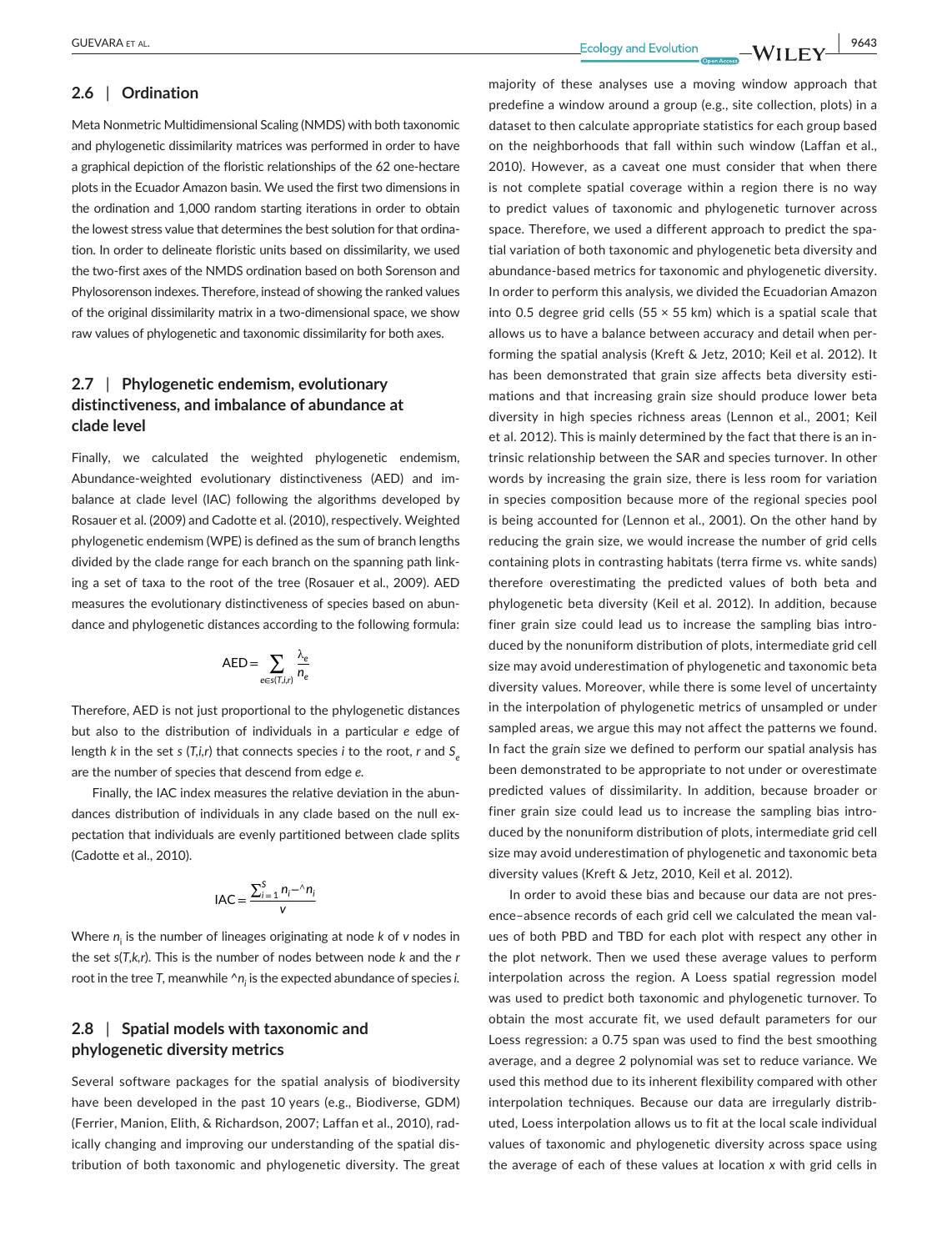### 2.6 | Ordination

Meta Nonmetric Multidimensional Scaling (NMDS) with both taxonomic and phylogenetic dissimilarity matrices was performed in order to have a graphical depiction of the floristic relationships of the 62 one-hectare plots in the Ecuador Amazon basin. We used the first two dimensions in the ordination and 1,000 random starting iterations in order to obtain the lowest stress value that determines the best solution for that ordination. In order to delineate floristic units based on dissimilarity, we used the two-first axes of the NMDS ordination based on both Sorenson and Phylosorenson indexes. Therefore, instead of showing the ranked values of the original dissimilarity matrix in a two-dimensional space, we show raw values of phylogenetic and taxonomic dissimilarity for both axes.

### 2.7 | Phylogenetic endemism, evolutionary distinctiveness, and imbalance of abundance at clade level

Finally, we calculated the weighted phylogenetic endemism, Abundance-weighted evolutionary distinctiveness (AED) and imbalance at clade level (IAC) following the algorithms developed by Rosauer et al. (2009) and Cadotte et al. (2010), respectively. Weighted phylogenetic endemism (WPE) is defined as the sum of branch lengths divided by the clade range for each branch on the spanning path linking a set of taxa to the root of the tree (Rosauer et al., 2009). AED measures the evolutionary distinctiveness of species based on abundance and phylogenetic distances according to the following formula:

$$\mathrm{AED} = \sum_{e \in s(T,i,r)} \frac{\lambda_e}{n_e}$$

Therefore, AED is not just proportional to the phylogenetic distances but also to the distribution of individuals in a particular $e$ edge of length $k$ in the set $s\,(T,i,r)$ that connects species $i$ to the root, $r$ and $S_e$ are the number of species that descend from edge $e$.

Finally, the IAC index measures the relative deviation in the abundances distribution of individuals in any clade based on the null expectation that individuals are evenly partitioned between clade splits (Cadotte et al., 2010).

$$\mathrm{IAC} = \frac{\sum_{i=1}^{S} n_i - {}^{\wedge}n_i}{v}$$

Where $n_i$ is the number of lineages originating at node $k$ of $v$ nodes in the set $s(T,k,r)$. This is the number of nodes between node $k$ and the $r$ root in the tree $T$, meanwhile $^{\wedge}n_i$ is the expected abundance of species $i$.

### 2.8 | Spatial models with taxonomic and phylogenetic diversity metrics

Several software packages for the spatial analysis of biodiversity have been developed in the past 10 years (e.g., Biodiverse, GDM) (Ferrier, Manion, Elith, & Richardson, 2007; Laffan et al., 2010), radically changing and improving our understanding of the spatial distribution of both taxonomic and phylogenetic diversity. The great majority of these analyses use a moving window approach that predefine a window around a group (e.g., site collection, plots) in a dataset to then calculate appropriate statistics for each group based on the neighborhoods that fall within such window (Laffan et al., 2010). However, as a caveat one must consider that when there is not complete spatial coverage within a region there is no way to predict values of taxonomic and phylogenetic turnover across space. Therefore, we used a different approach to predict the spatial variation of both taxonomic and phylogenetic beta diversity and abundance-based metrics for taxonomic and phylogenetic diversity. In order to perform this analysis, we divided the Ecuadorian Amazon into 0.5 degree grid cells (55 × 55 km) which is a spatial scale that allows us to have a balance between accuracy and detail when performing the spatial analysis (Kreft & Jetz, 2010; Keil et al. 2012). It has been demonstrated that grain size affects beta diversity estimations and that increasing grain size should produce lower beta diversity in high species richness areas (Lennon et al., 2001; Keil et al. 2012). This is mainly determined by the fact that there is an intrinsic relationship between the SAR and species turnover. In other words by increasing the grain size, there is less room for variation in species composition because more of the regional species pool is being accounted for (Lennon et al., 2001). On the other hand by reducing the grain size, we would increase the number of grid cells containing plots in contrasting habitats (terra firme vs. white sands) therefore overestimating the predicted values of both beta and phylogenetic beta diversity (Keil et al. 2012). In addition, because finer grain size could lead us to increase the sampling bias introduced by the nonuniform distribution of plots, intermediate grid cell size may avoid underestimation of phylogenetic and taxonomic beta diversity values. Moreover, while there is some level of uncertainty in the interpolation of phylogenetic metrics of unsampled or under sampled areas, we argue this may not affect the patterns we found. In fact the grain size we defined to perform our spatial analysis has been demonstrated to be appropriate to not under or overestimate predicted values of dissimilarity. In addition, because broader or finer grain size could lead us to increase the sampling bias introduced by the nonuniform distribution of plots, intermediate grid cell size may avoid underestimation of phylogenetic and taxonomic beta diversity values (Kreft & Jetz, 2010, Keil et al. 2012).

In order to avoid these bias and because our data are not presence–absence records of each grid cell we calculated the mean values of both PBD and TBD for each plot with respect any other in the plot network. Then we used these average values to perform interpolation across the region. A Loess spatial regression model was used to predict both taxonomic and phylogenetic turnover. To obtain the most accurate fit, we used default parameters for our Loess regression: a 0.75 span was used to find the best smoothing average, and a degree 2 polynomial was set to reduce variance. We used this method due to its inherent flexibility compared with other interpolation techniques. Because our data are irregularly distributed, Loess interpolation allows us to fit at the local scale individual values of taxonomic and phylogenetic diversity across space using the average of each of these values at location $x$ with grid cells in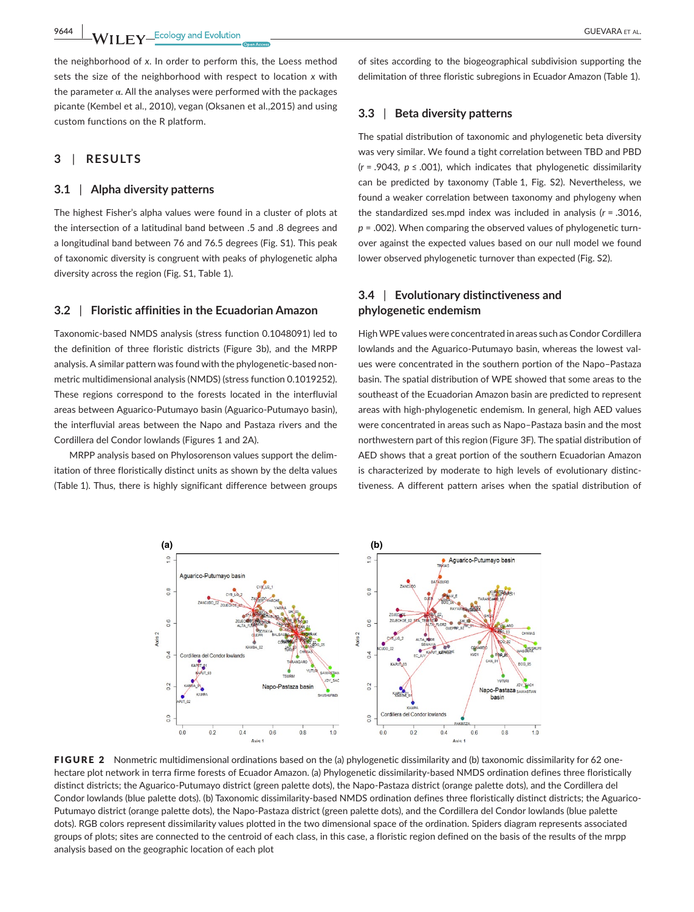the neighborhood of *x*. In order to perform this, the Loess method sets the size of the neighborhood with respect to location *x* with the parameter α. All the analyses were performed with the packages picante (Kembel et al., 2010), vegan (Oksanen et al.,2015) and using custom functions on the R platform.

## 3 | RESULTS

### 3.1 | Alpha diversity patterns

The highest Fisher's alpha values were found in a cluster of plots at the intersection of a latitudinal band between .5 and .8 degrees and a longitudinal band between 76 and 76.5 degrees (Fig. S1). This peak of taxonomic diversity is congruent with peaks of phylogenetic alpha diversity across the region (Fig. S1, Table 1).

### 3.2 | Floristic affinities in the Ecuadorian Amazon

Taxonomic-based NMDS analysis (stress function 0.1048091) led to the definition of three floristic districts (Figure 3b), and the MRPP analysis. A similar pattern was found with the phylogenetic-based non-metric multidimensional analysis (NMDS) (stress function 0.1019252). These regions correspond to the forests located in the interfluvial areas between Aguarico-Putumayo basin (Aguarico-Putumayo basin), the interfluvial areas between the Napo and Pastaza rivers and the Cordillera del Condor lowlands (Figures 1 and 2A).

MRPP analysis based on Phylosorenson values support the delimitation of three floristically distinct units as shown by the delta values (Table 1). Thus, there is highly significant difference between groups of sites according to the biogeographical subdivision supporting the delimitation of three floristic subregions in Ecuador Amazon (Table 1).

### 3.3 | Beta diversity patterns

The spatial distribution of taxonomic and phylogenetic beta diversity was very similar. We found a tight correlation between TBD and PBD ($r$ = .9043, $p \leq$ .001), which indicates that phylogenetic dissimilarity can be predicted by taxonomy (Table 1, Fig. S2). Nevertheless, we found a weaker correlation between taxonomy and phylogeny when the standardized ses.mpd index was included in analysis ($r$ = .3016, $p$ = .002). When comparing the observed values of phylogenetic turnover against the expected values based on our null model we found lower observed phylogenetic turnover than expected (Fig. S2).

### 3.4 | Evolutionary distinctiveness and phylogenetic endemism

High WPE values were concentrated in areas such as Condor Cordillera lowlands and the Aguarico-Putumayo basin, whereas the lowest values were concentrated in the southern portion of the Napo–Pastaza basin. The spatial distribution of WPE showed that some areas to the southeast of the Ecuadorian Amazon basin are predicted to represent areas with high-phylogenetic endemism. In general, high AED values were concentrated in areas such as Napo–Pastaza basin and the most northwestern part of this region (Figure 3F). The spatial distribution of AED shows that a great portion of the southern Ecuadorian Amazon is characterized by moderate to high levels of evolutionary distinctiveness. A different pattern arises when the spatial distribution of

**FIGURE 2** Nonmetric multidimensional ordinations based on the (a) phylogenetic dissimilarity and (b) taxonomic dissimilarity for 62 one-hectare plot network in terra firme forests of Ecuador Amazon. (a) Phylogenetic dissimilarity-based NMDS ordination defines three floristically distinct districts; the Aguarico-Putumayo district (green palette dots), the Napo-Pastaza district (orange palette dots), and the Cordillera del Condor lowlands (blue palette dots). (b) Taxonomic dissimilarity-based NMDS ordination defines three floristically distinct districts; the Aguarico-Putumayo district (orange palette dots), the Napo-Pastaza district (green palette dots), and the Cordillera del Condor lowlands (blue palette dots). RGB colors represent dissimilarity values plotted in the two dimensional space of the ordination. Spiders diagram represents associated groups of plots; sites are connected to the centroid of each class, in this case, a floristic region defined on the basis of the results of the mrpp analysis based on the geographic location of each plot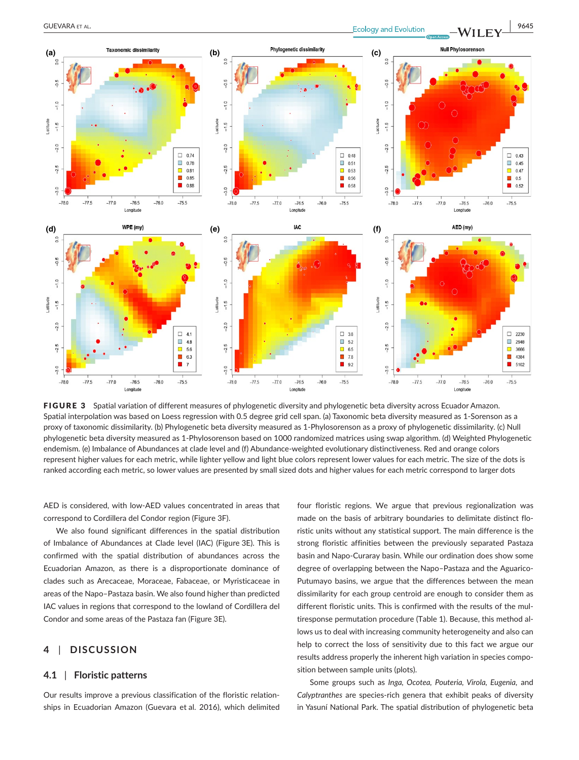**FIGURE 3** Spatial variation of different measures of phylogenetic diversity and phylogenetic beta diversity across Ecuador Amazon. Spatial interpolation was based on Loess regression with 0.5 degree grid cell span. (a) Taxonomic beta diversity measured as 1-Sorenson as a proxy of taxonomic dissimilarity. (b) Phylogenetic beta diversity measured as 1-Phylosorenson as a proxy of phylogenetic dissimilarity. (c) Null phylogenetic beta diversity measured as 1-Phylosorenson based on 1000 randomized matrices using swap algorithm. (d) Weighted Phylogenetic endemism. (e) Imbalance of Abundances at clade level and (f) Abundance-weighted evolutionary distinctiveness. Red and orange colors represent higher values for each metric, while lighter yellow and light blue colors represent lower values for each metric. The size of the dots is ranked according each metric, so lower values are presented by small sized dots and higher values for each metric correspond to larger dots

AED is considered, with low-AED values concentrated in areas that correspond to Cordillera del Condor region (Figure 3F).

We also found significant differences in the spatial distribution of Imbalance of Abundances at Clade level (IAC) (Figure 3E). This is confirmed with the spatial distribution of abundances across the Ecuadorian Amazon, as there is a disproportionate dominance of clades such as Arecaceae, Moraceae, Fabaceae, or Myristicaceae in areas of the Napo–Pastaza basin. We also found higher than predicted IAC values in regions that correspond to the lowland of Cordillera del Condor and some areas of the Pastaza fan (Figure 3E).

## 4 | DISCUSSION

### 4.1 | Floristic patterns

Our results improve a previous classification of the floristic relationships in Ecuadorian Amazon (Guevara et al. 2016), which delimited four floristic regions. We argue that previous regionalization was made on the basis of arbitrary boundaries to delimitate distinct floristic units without any statistical support. The main difference is the strong floristic affinities between the previously separated Pastaza basin and Napo-Curaray basin. While our ordination does show some degree of overlapping between the Napo–Pastaza and the Aguarico-Putumayo basins, we argue that the differences between the mean dissimilarity for each group centroid are enough to consider them as different floristic units. This is confirmed with the results of the multiresponse permutation procedure (Table 1). Because, this method allows us to deal with increasing community heterogeneity and also can help to correct the loss of sensitivity due to this fact we argue our results address properly the inherent high variation in species composition between sample units (plots).

Some groups such as *Inga*, *Ocotea*, *Pouteria*, *Virola*, *Eugenia*, and *Calyptranthes* are species-rich genera that exhibit peaks of diversity in Yasuní National Park. The spatial distribution of phylogenetic beta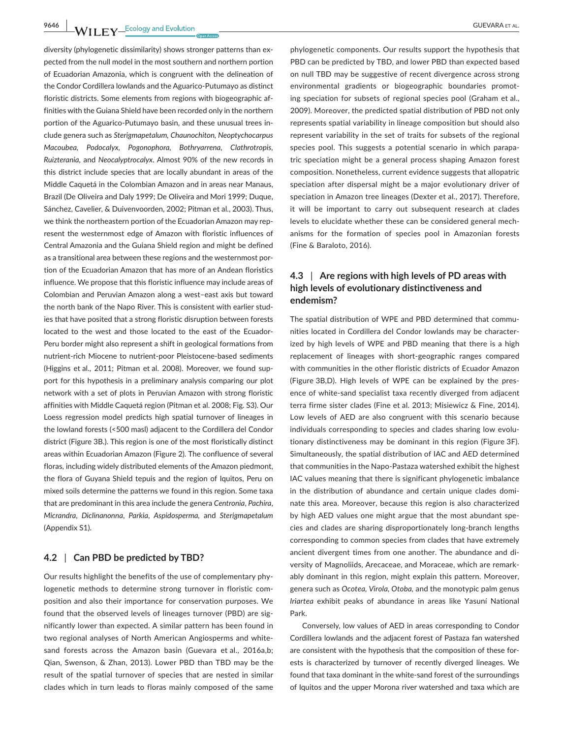diversity (phylogenetic dissimilarity) shows stronger patterns than expected from the null model in the most southern and northern portion of Ecuadorian Amazonia, which is congruent with the delineation of the Condor Cordillera lowlands and the Aguarico-Putumayo as distinct floristic districts. Some elements from regions with biogeographic affinities with the Guiana Shield have been recorded only in the northern portion of the Aguarico-Putumayo basin, and these unusual trees include genera such as *Sterigmapetalum, Chaunochiton, Neoptychocarpus Macoubea, Podocalyx, Pogonophora, Bothryarrena, Clathrotropis, Ruizterania,* and *Neocalyptrocalyx*. Almost 90% of the new records in this district include species that are locally abundant in areas of the Middle Caquetá in the Colombian Amazon and in areas near Manaus, Brazil (De Oliveira and Daly 1999; De Oliveira and Mori 1999; Duque, Sánchez, Cavelier, & Duivenvoorden, 2002; Pitman et al., 2003). Thus, we think the northeastern portion of the Ecuadorian Amazon may represent the westernmost edge of Amazon with floristic influences of Central Amazonia and the Guiana Shield region and might be defined as a transitional area between these regions and the westernmost portion of the Ecuadorian Amazon that has more of an Andean floristics influence. We propose that this floristic influence may include areas of Colombian and Peruvian Amazon along a west–east axis but toward the north bank of the Napo River. This is consistent with earlier studies that have posited that a strong floristic disruption between forests located to the west and those located to the east of the Ecuador-Peru border might also represent a shift in geological formations from nutrient-rich Miocene to nutrient-poor Pleistocene-based sediments (Higgins et al., 2011; Pitman et al. 2008). Moreover, we found support for this hypothesis in a preliminary analysis comparing our plot network with a set of plots in Peruvian Amazon with strong floristic affinities with Middle Caquetá region (Pitman et al. 2008; Fig. S3). Our Loess regression model predicts high spatial turnover of lineages in the lowland forests (<500 masl) adjacent to the Cordillera del Condor district (Figure 3B.). This region is one of the most floristically distinct areas within Ecuadorian Amazon (Figure 2). The confluence of several floras, including widely distributed elements of the Amazon piedmont, the flora of Guyana Shield tepuis and the region of Iquitos, Peru on mixed soils determine the patterns we found in this region. Some taxa that are predominant in this area include the genera *Centronia*, *Pachira*, *Micrandra*, *Diclinanonna*, *Parkia*, *Aspidosperma*, and *Sterigmapetalum* (Appendix S1).

## 4.2 | Can PBD be predicted by TBD?

Our results highlight the benefits of the use of complementary phylogenetic methods to determine strong turnover in floristic composition and also their importance for conservation purposes. We found that the observed levels of lineages turnover (PBD) are significantly lower than expected. A similar pattern has been found in two regional analyses of North American Angiosperms and white-sand forests across the Amazon basin (Guevara et al., 2016a,b; Qian, Swenson, & Zhan, 2013). Lower PBD than TBD may be the result of the spatial turnover of species that are nested in similar clades which in turn leads to floras mainly composed of the same phylogenetic components. Our results support the hypothesis that PBD can be predicted by TBD, and lower PBD than expected based on null TBD may be suggestive of recent divergence across strong environmental gradients or biogeographic boundaries promoting speciation for subsets of regional species pool (Graham et al., 2009). Moreover, the predicted spatial distribution of PBD not only represents spatial variability in lineage composition but should also represent variability in the set of traits for subsets of the regional species pool. This suggests a potential scenario in which parapatric speciation might be a general process shaping Amazon forest composition. Nonetheless, current evidence suggests that allopatric speciation after dispersal might be a major evolutionary driver of speciation in Amazon tree lineages (Dexter et al., 2017). Therefore, it will be important to carry out subsequent research at clades levels to elucidate whether these can be considered general mechanisms for the formation of species pool in Amazonian forests (Fine & Baraloto, 2016).

## 4.3 | Are regions with high levels of PD areas with high levels of evolutionary distinctiveness and endemism?

The spatial distribution of WPE and PBD determined that communities located in Cordillera del Condor lowlands may be characterized by high levels of WPE and PBD meaning that there is a high replacement of lineages with short-geographic ranges compared with communities in the other floristic districts of Ecuador Amazon (Figure 3B,D). High levels of WPE can be explained by the presence of white-sand specialist taxa recently diverged from adjacent terra firme sister clades (Fine et al. 2013; Misiewicz & Fine, 2014). Low levels of AED are also congruent with this scenario because individuals corresponding to species and clades sharing low evolutionary distinctiveness may be dominant in this region (Figure 3F). Simultaneously, the spatial distribution of IAC and AED determined that communities in the Napo-Pastaza watershed exhibit the highest IAC values meaning that there is significant phylogenetic imbalance in the distribution of abundance and certain unique clades dominate this area. Moreover, because this region is also characterized by high AED values one might argue that the most abundant species and clades are sharing disproportionately long-branch lengths corresponding to common species from clades that have extremely ancient divergent times from one another. The abundance and diversity of Magnoliids, Arecaceae, and Moraceae, which are remarkably dominant in this region, might explain this pattern. Moreover, genera such as *Ocotea, Virola, Otoba,* and the monotypic palm genus *Iriartea* exhibit peaks of abundance in areas like Yasuní National Park.

Conversely, low values of AED in areas corresponding to Condor Cordillera lowlands and the adjacent forest of Pastaza fan watershed are consistent with the hypothesis that the composition of these forests is characterized by turnover of recently diverged lineages. We found that taxa dominant in the white-sand forest of the surroundings of Iquitos and the upper Morona river watershed and taxa which are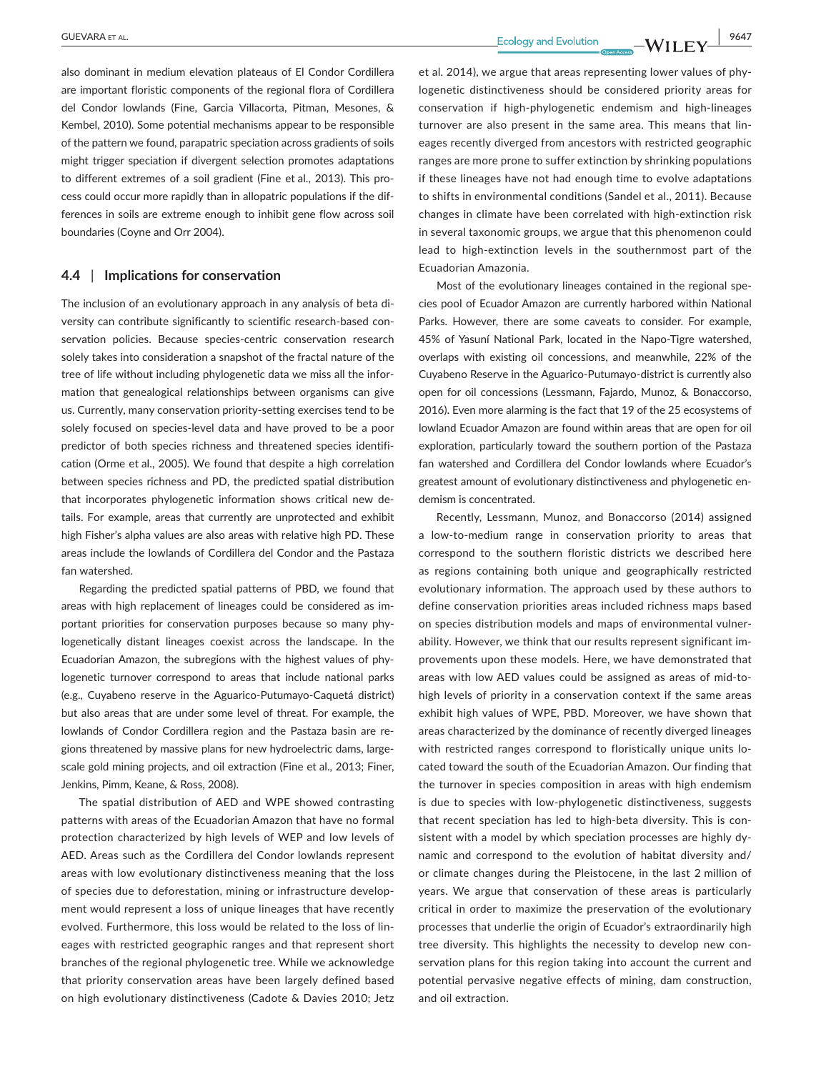also dominant in medium elevation plateaus of El Condor Cordillera are important floristic components of the regional flora of Cordillera del Condor lowlands (Fine, Garcia Villacorta, Pitman, Mesones, & Kembel, 2010). Some potential mechanisms appear to be responsible of the pattern we found, parapatric speciation across gradients of soils might trigger speciation if divergent selection promotes adaptations to different extremes of a soil gradient (Fine et al., 2013). This process could occur more rapidly than in allopatric populations if the differences in soils are extreme enough to inhibit gene flow across soil boundaries (Coyne and Orr 2004).

### 4.4 | Implications for conservation

The inclusion of an evolutionary approach in any analysis of beta diversity can contribute significantly to scientific research-based conservation policies. Because species-centric conservation research solely takes into consideration a snapshot of the fractal nature of the tree of life without including phylogenetic data we miss all the information that genealogical relationships between organisms can give us. Currently, many conservation priority-setting exercises tend to be solely focused on species-level data and have proved to be a poor predictor of both species richness and threatened species identification (Orme et al., 2005). We found that despite a high correlation between species richness and PD, the predicted spatial distribution that incorporates phylogenetic information shows critical new details. For example, areas that currently are unprotected and exhibit high Fisher's alpha values are also areas with relative high PD. These areas include the lowlands of Cordillera del Condor and the Pastaza fan watershed.

Regarding the predicted spatial patterns of PBD, we found that areas with high replacement of lineages could be considered as important priorities for conservation purposes because so many phylogenetically distant lineages coexist across the landscape. In the Ecuadorian Amazon, the subregions with the highest values of phylogenetic turnover correspond to areas that include national parks (e.g., Cuyabeno reserve in the Aguarico-Putumayo-Caquetá district) but also areas that are under some level of threat. For example, the lowlands of Condor Cordillera region and the Pastaza basin are regions threatened by massive plans for new hydroelectric dams, large-scale gold mining projects, and oil extraction (Fine et al., 2013; Finer, Jenkins, Pimm, Keane, & Ross, 2008).

The spatial distribution of AED and WPE showed contrasting patterns with areas of the Ecuadorian Amazon that have no formal protection characterized by high levels of WEP and low levels of AED. Areas such as the Cordillera del Condor lowlands represent areas with low evolutionary distinctiveness meaning that the loss of species due to deforestation, mining or infrastructure development would represent a loss of unique lineages that have recently evolved. Furthermore, this loss would be related to the loss of lineages with restricted geographic ranges and that represent short branches of the regional phylogenetic tree. While we acknowledge that priority conservation areas have been largely defined based on high evolutionary distinctiveness (Cadote & Davies 2010; Jetz et al. 2014), we argue that areas representing lower values of phylogenetic distinctiveness should be considered priority areas for conservation if high-phylogenetic endemism and high-lineages turnover are also present in the same area. This means that lineages recently diverged from ancestors with restricted geographic ranges are more prone to suffer extinction by shrinking populations if these lineages have not had enough time to evolve adaptations to shifts in environmental conditions (Sandel et al., 2011). Because changes in climate have been correlated with high-extinction risk in several taxonomic groups, we argue that this phenomenon could lead to high-extinction levels in the southernmost part of the Ecuadorian Amazonia.

Most of the evolutionary lineages contained in the regional species pool of Ecuador Amazon are currently harbored within National Parks. However, there are some caveats to consider. For example, 45% of Yasuní National Park, located in the Napo-Tigre watershed, overlaps with existing oil concessions, and meanwhile, 22% of the Cuyabeno Reserve in the Aguarico-Putumayo-district is currently also open for oil concessions (Lessmann, Fajardo, Munoz, & Bonaccorso, 2016). Even more alarming is the fact that 19 of the 25 ecosystems of lowland Ecuador Amazon are found within areas that are open for oil exploration, particularly toward the southern portion of the Pastaza fan watershed and Cordillera del Condor lowlands where Ecuador's greatest amount of evolutionary distinctiveness and phylogenetic endemism is concentrated.

Recently, Lessmann, Munoz, and Bonaccorso (2014) assigned a low-to-medium range in conservation priority to areas that correspond to the southern floristic districts we described here as regions containing both unique and geographically restricted evolutionary information. The approach used by these authors to define conservation priorities areas included richness maps based on species distribution models and maps of environmental vulnerability. However, we think that our results represent significant improvements upon these models. Here, we have demonstrated that areas with low AED values could be assigned as areas of mid-to-high levels of priority in a conservation context if the same areas exhibit high values of WPE, PBD. Moreover, we have shown that areas characterized by the dominance of recently diverged lineages with restricted ranges correspond to floristically unique units located toward the south of the Ecuadorian Amazon. Our finding that the turnover in species composition in areas with high endemism is due to species with low-phylogenetic distinctiveness, suggests that recent speciation has led to high-beta diversity. This is consistent with a model by which speciation processes are highly dynamic and correspond to the evolution of habitat diversity and/or climate changes during the Pleistocene, in the last 2 million of years. We argue that conservation of these areas is particularly critical in order to maximize the preservation of the evolutionary processes that underlie the origin of Ecuador's extraordinarily high tree diversity. This highlights the necessity to develop new conservation plans for this region taking into account the current and potential pervasive negative effects of mining, dam construction, and oil extraction.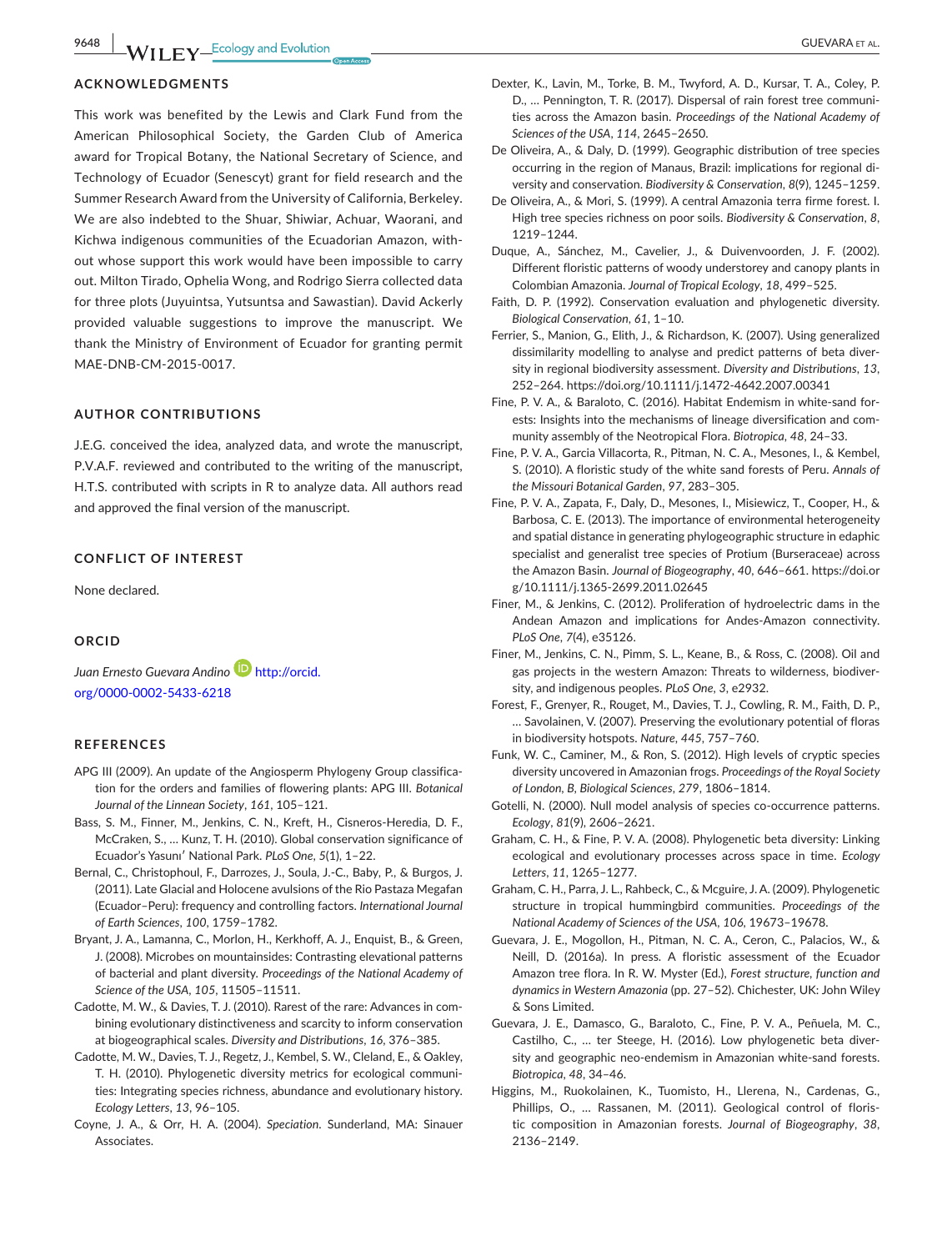## ACKNOWLEDGMENTS

This work was benefited by the Lewis and Clark Fund from the American Philosophical Society, the Garden Club of America award for Tropical Botany, the National Secretary of Science, and Technology of Ecuador (Senescyt) grant for field research and the Summer Research Award from the University of California, Berkeley. We are also indebted to the Shuar, Shiwiar, Achuar, Waorani, and Kichwa indigenous communities of the Ecuadorian Amazon, without whose support this work would have been impossible to carry out. Milton Tirado, Ophelia Wong, and Rodrigo Sierra collected data for three plots (Juyuintsa, Yutsuntsa and Sawastian). David Ackerly provided valuable suggestions to improve the manuscript. We thank the Ministry of Environment of Ecuador for granting permit MAE-DNB-CM-2015-0017.

## AUTHOR CONTRIBUTIONS

J.E.G. conceived the idea, analyzed data, and wrote the manuscript, P.V.A.F. reviewed and contributed to the writing of the manuscript, H.T.S. contributed with scripts in R to analyze data. All authors read and approved the final version of the manuscript.

## CONFLICT OF INTEREST

None declared.

## ORCID

*Juan Ernesto Guevara Andino* http://orcid.org/0000-0002-5433-6218

## REFERENCES

APG III (2009). An update of the Angiosperm Phylogeny Group classification for the orders and families of flowering plants: APG III. *Botanical Journal of the Linnean Society*, *161*, 105–121.

Bass, S. M., Finner, M., Jenkins, C. N., Kreft, H., Cisneros-Heredia, D. F., McCraken, S., … Kunz, T. H. (2010). Global conservation significance of Ecuador's Yasuní National Park. *PLoS One*, *5*(1), 1–22.

Bernal, C., Christophoul, F., Darrozes, J., Soula, J.-C., Baby, P., & Burgos, J. (2011). Late Glacial and Holocene avulsions of the Rio Pastaza Megafan (Ecuador–Peru): frequency and controlling factors. *International Journal of Earth Sciences*, *100*, 1759–1782.

Bryant, J. A., Lamanna, C., Morlon, H., Kerkhoff, A. J., Enquist, B., & Green, J. (2008). Microbes on mountainsides: Contrasting elevational patterns of bacterial and plant diversity. *Proceedings of the National Academy of Science of the USA*, *105*, 11505–11511.

Cadotte, M. W., & Davies, T. J. (2010). Rarest of the rare: Advances in combining evolutionary distinctiveness and scarcity to inform conservation at biogeographical scales. *Diversity and Distributions*, *16*, 376–385.

Cadotte, M. W., Davies, T. J., Regetz, J., Kembel, S. W., Cleland, E., & Oakley, T. H. (2010). Phylogenetic diversity metrics for ecological communities: Integrating species richness, abundance and evolutionary history. *Ecology Letters*, *13*, 96–105.

Coyne, J. A., & Orr, H. A. (2004). *Speciation*. Sunderland, MA: Sinauer Associates.

Dexter, K., Lavin, M., Torke, B. M., Twyford, A. D., Kursar, T. A., Coley, P. D., … Pennington, T. R. (2017). Dispersal of rain forest tree communities across the Amazon basin. *Proceedings of the National Academy of Sciences of the USA*, *114*, 2645–2650.

De Oliveira, A., & Daly, D. (1999). Geographic distribution of tree species occurring in the region of Manaus, Brazil: implications for regional diversity and conservation. *Biodiversity & Conservation*, *8*(9), 1245–1259.

De Oliveira, A., & Mori, S. (1999). A central Amazonia terra firme forest. I. High tree species richness on poor soils. *Biodiversity & Conservation*, *8*, 1219–1244.

Duque, A., Sánchez, M., Cavelier, J., & Duivenvoorden, J. F. (2002). Different floristic patterns of woody understorey and canopy plants in Colombian Amazonia. *Journal of Tropical Ecology*, *18*, 499–525.

Faith, D. P. (1992). Conservation evaluation and phylogenetic diversity. *Biological Conservation*, *61*, 1–10.

Ferrier, S., Manion, G., Elith, J., & Richardson, K. (2007). Using generalized dissimilarity modelling to analyse and predict patterns of beta diversity in regional biodiversity assessment. *Diversity and Distributions*, *13*, 252–264. https://doi.org/10.1111/j.1472-4642.2007.00341

Fine, P. V. A., & Baraloto, C. (2016). Habitat Endemism in white-sand forests: Insights into the mechanisms of lineage diversification and community assembly of the Neotropical Flora. *Biotropica*, *48*, 24–33.

Fine, P. V. A., Garcia Villacorta, R., Pitman, N. C. A., Mesones, I., & Kembel, S. (2010). A floristic study of the white sand forests of Peru. *Annals of the Missouri Botanical Garden*, *97*, 283–305.

Fine, P. V. A., Zapata, F., Daly, D., Mesones, I., Misiewicz, T., Cooper, H., & Barbosa, C. E. (2013). The importance of environmental heterogeneity and spatial distance in generating phylogeographic structure in edaphic specialist and generalist tree species of Protium (Burseraceae) across the Amazon Basin. *Journal of Biogeography*, *40*, 646–661. https://doi.org/10.1111/j.1365-2699.2011.02645

Finer, M., & Jenkins, C. (2012). Proliferation of hydroelectric dams in the Andean Amazon and implications for Andes-Amazon connectivity. *PLoS One*, *7*(4), e35126.

Finer, M., Jenkins, C. N., Pimm, S. L., Keane, B., & Ross, C. (2008). Oil and gas projects in the western Amazon: Threats to wilderness, biodiversity, and indigenous peoples. *PLoS One*, *3*, e2932.

Forest, F., Grenyer, R., Rouget, M., Davies, T. J., Cowling, R. M., Faith, D. P., … Savolainen, V. (2007). Preserving the evolutionary potential of floras in biodiversity hotspots. *Nature*, *445*, 757–760.

Funk, W. C., Caminer, M., & Ron, S. (2012). High levels of cryptic species diversity uncovered in Amazonian frogs. *Proceedings of the Royal Society of London, B, Biological Sciences*, *279*, 1806–1814.

Gotelli, N. (2000). Null model analysis of species co-occurrence patterns. *Ecology*, *81*(9), 2606–2621.

Graham, C. H., & Fine, P. V. A. (2008). Phylogenetic beta diversity: Linking ecological and evolutionary processes across space in time. *Ecology Letters*, *11*, 1265–1277.

Graham, C. H., Parra, J. L., Rahbeck, C., & Mcguire, J. A. (2009). Phylogenetic structure in tropical hummingbird communities. *Proceedings of the National Academy of Sciences of the USA*, *106*, 19673–19678.

Guevara, J. E., Mogollon, H., Pitman, N. C. A., Ceron, C., Palacios, W., & Neill, D. (2016a). In press. A floristic assessment of the Ecuador Amazon tree flora. In R. W. Myster (Ed.), *Forest structure, function and dynamics in Western Amazonia* (pp. 27–52). Chichester, UK: John Wiley & Sons Limited.

Guevara, J. E., Damasco, G., Baraloto, C., Fine, P. V. A., Peñuela, M. C., Castilho, C., … ter Steege, H. (2016). Low phylogenetic beta diversity and geographic neo-endemism in Amazonian white-sand forests. *Biotropica*, *48*, 34–46.

Higgins, M., Ruokolainen, K., Tuomisto, H., Llerena, N., Cardenas, G., Phillips, O., … Rassanen, M. (2011). Geological control of floristic composition in Amazonian forests. *Journal of Biogeography*, *38*, 2136–2149.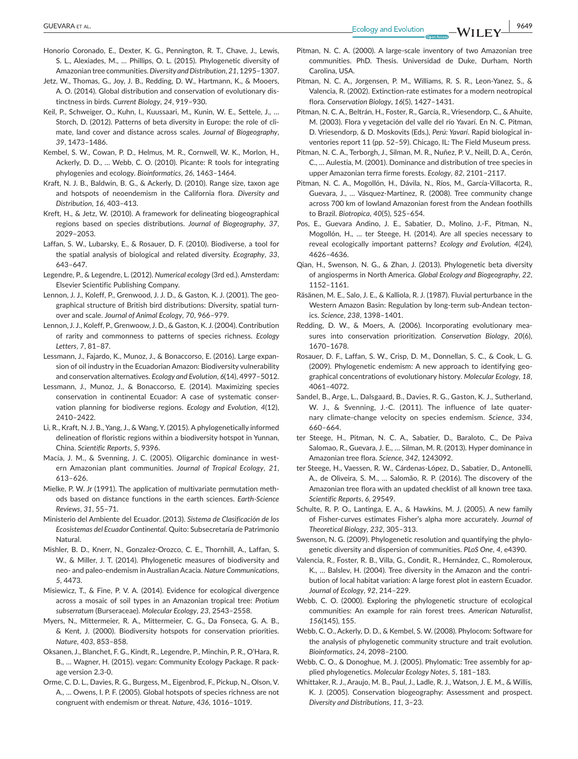Honorio Coronado, E., Dexter, K. G., Pennington, R. T., Chave, J., Lewis, S. L., Alexiades, M., … Phillips, O. L. (2015). Phylogenetic diversity of Amazonian tree communities. *Diversity and Distribution*, *21*, 1295–1307.

Jetz, W., Thomas, G., Joy, J. B., Redding, D. W., Hartmann, K., & Mooers, A. O. (2014). Global distribution and conservation of evolutionary distinctness in birds. *Current Biology*, *24*, 919–930.

Keil, P., Schweiger, O., Kuhn, I., Kuussaari, M., Kunin, W. E., Settele, J., … Storch, D. (2012). Patterns of beta diversity in Europe: the role of climate, land cover and distance across scales. *Journal of Biogeography*, *39*, 1473–1486.

Kembel, S. W., Cowan, P. D., Helmus, M. R., Cornwell, W. K., Morlon, H., Ackerly, D. D., … Webb, C. O. (2010). Picante: R tools for integrating phylogenies and ecology. *Bioinformatics*, *26*, 1463–1464.

Kraft, N. J. B., Baldwin, B. G., & Ackerly, D. (2010). Range size, taxon age and hotspots of neoendemism in the California flora. *Diversity and Distribution*, *16*, 403–413.

Kreft, H., & Jetz, W. (2010). A framework for delineating biogeographical regions based on species distributions. *Journal of Biogeography*, *37*, 2029–2053.

Laffan, S. W., Lubarsky, E., & Rosauer, D. F. (2010). Biodiverse, a tool for the spatial analysis of biological and related diversity. *Ecography*, *33*, 643–647.

Legendre, P., & Legendre, L. (2012). *Numerical ecology* (3rd ed.). Amsterdam: Elsevier Scientific Publishing Company.

Lennon, J. J., Koleff, P., Grenwood, J. J. D., & Gaston, K. J. (2001). The geographical structure of British bird distributions: Diversity, spatial turnover and scale. *Journal of Animal Ecology*, *70*, 966–979.

Lennon, J. J., Koleff, P., Grenwoow, J. D., & Gaston, K. J. (2004). Contribution of rarity and commonness to patterns of species richness. *Ecology Letters*, *7*, 81–87.

Lessmann, J., Fajardo, K., Munoz, J., & Bonaccorso, E. (2016). Large expansion of oil industry in the Ecuadorian Amazon: Biodiversity vulnerability and conservation alternatives. *Ecology and Evolution*, *6*(14), 4997–5012.

Lessmann, J., Munoz, J., & Bonaccorso, E. (2014). Maximizing species conservation in continental Ecuador: A case of systematic conservation planning for biodiverse regions. *Ecology and Evolution*, *4*(12), 2410–2422.

Li, R., Kraft, N. J. B., Yang, J., & Wang, Y. (2015). A phylogenetically informed delineation of floristic regions within a biodiversity hotspot in Yunnan, China. *Scientific Reports*, *5*, 9396.

Macía, J. M., & Svenning, J. C. (2005). Oligarchic dominance in western Amazonian plant communities. *Journal of Tropical Ecology*, *21*, 613–626.

Mielke, P. W. Jr (1991). The application of multivariate permutation methods based on distance functions in the earth sciences. *Earth-Science Reviews*, *31*, 55–71.

Ministerio del Ambiente del Ecuador. (2013). *Sistema de Clasificación de los Ecosistemas del Ecuador Continental*. Quito: Subsecretaría de Patrimonio Natural.

Mishler, B. D., Knerr, N., Gonzalez-Orozco, C. E., Thornhill, A., Laffan, S. W., & Miller, J. T. (2014). Phylogenetic measures of biodiversity and neo- and paleo-endemism in Australian Acacia. *Nature Communications*, *5*, 4473.

Misiewicz, T., & Fine, P. V. A. (2014). Evidence for ecological divergence across a mosaic of soil types in an Amazonian tropical tree: *Protium subserratum* (Burseraceae). *Molecular Ecology*, *23*, 2543–2558.

Myers, N., Mittermeier, R. A., Mittermeier, C. G., Da Fonseca, G. A. B., & Kent, J. (2000). Biodiversity hotspots for conservation priorities. *Nature*, *403*, 853–858.

Oksanen, J., Blanchet, F. G., Kindt, R., Legendre, P., Minchin, P. R., O'Hara, R. B., … Wagner, H. (2015). vegan: Community Ecology Package. R package version 2.3-0.

Orme, C. D. L., Davies, R. G., Burgess, M., Eigenbrod, F., Pickup, N., Olson, V. A., … Owens, I. P. F. (2005). Global hotspots of species richness are not congruent with endemism or threat. *Nature*, *436*, 1016–1019.

Pitman, N. C. A. (2000). A large-scale inventory of two Amazonian tree communities. PhD. Thesis. Universidad de Duke, Durham, North Carolina, USA.

Pitman, N. C. A., Jorgensen, P. M., Williams, R. S. R., Leon-Yanez, S., & Valencia, R. (2002). Extinction-rate estimates for a modern neotropical flora. *Conservation Biology*, *16*(5), 1427–1431.

Pitman, N. C. A., Beltrán, H., Foster, R., García, R., Vriesendorp, C., & Ahuite, M. (2003). Flora y vegetación del valle del río Yavarí. En N. C. Pitman, D. Vriesendorp, & D. Moskovits (Eds.), *Perú: Yavarí*. Rapid biological inventories report 11 (pp. 52–59). Chicago, IL: The Field Museum press.

Pitman, N. C. A., Terborgh, J., Silman, M. R., Nuñez, P. V., Neill, D. A., Cerón, C., … Aulestia, M. (2001). Dominance and distribution of tree species in upper Amazonian terra firme forests. *Ecology*, *82*, 2101–2117.

Pitman, N. C. A., Mogollón, H., Dávila, N., Ríos, M., García-Villacorta, R., Guevara, J., … Vásquez-Martínez, R. (2008). Tree community change across 700 km of lowland Amazonian forest from the Andean foothills to Brazil. *Biotropica*, *40*(5), 525–654.

Pos, E., Guevara Andino, J. E., Sabatier, D., Molino, J.-F., Pitman, N., Mogollón, H., … ter Steege, H. (2014). Are all species necessary to reveal ecologically important patterns? *Ecology and Evolution*, *4*(24), 4626–4636.

Qian, H., Swenson, N. G., & Zhan, J. (2013). Phylogenetic beta diversity of angiosperms in North America. *Global Ecology and Biogeography*, *22*, 1152–1161.

Räsänen, M. E., Salo, J. E., & Kalliola, R. J. (1987). Fluvial perturbance in the Western Amazon Basin: Regulation by long-term sub-Andean tectonics. *Science*, *238*, 1398–1401.

Redding, D. W., & Moers, A. (2006). Incorporating evolutionary measures into conservation prioritization. *Conservation Biology*, *20*(6), 1670–1678.

Rosauer, D. F., Laffan, S. W., Crisp, D. M., Donnellan, S. C., & Cook, L. G. (2009). Phylogenetic endemism: A new approach to identifying geographical concentrations of evolutionary history. *Molecular Ecology*, *18*, 4061–4072.

Sandel, B., Arge, L., Dalsgaard, B., Davies, R. G., Gaston, K. J., Sutherland, W. J., & Svenning, J.-C. (2011). The influence of late quaternary climate-change velocity on species endemism. *Science*, *334*, 660–664.

ter Steege, H., Pitman, N. C. A., Sabatier, D., Baraloto, C., De Paiva Salomao, R., Guevara, J. E., … Silman, M. R. (2013). Hyper dominance in Amazonian tree flora. *Science*, *342*, 1243092.

ter Steege, H., Vaessen, R. W., Cárdenas-López, D., Sabatier, D., Antonelli, A., de Oliveira, S. M., … Salomão, R. P. (2016). The discovery of the Amazonian tree flora with an updated checklist of all known tree taxa. *Scientific Reports*, *6*, 29549.

Schulte, R. P. O., Lantinga, E. A., & Hawkins, M. J. (2005). A new family of Fisher-curves estimates Fisher's alpha more accurately. *Journal of Theoretical Biology*, *232*, 305–313.

Swenson, N. G. (2009). Phylogenetic resolution and quantifying the phylogenetic diversity and dispersion of communities. *PLoS One*, *4*, e4390.

Valencia, R., Foster, R. B., Villa, G., Condit, R., Hernández, C., Romoleroux, K., … Balslev, H. (2004). Tree diversity in the Amazon and the contribution of local habitat variation: A large forest plot in eastern Ecuador. *Journal of Ecology*, *92*, 214–229.

Webb, C. O. (2000). Exploring the phylogenetic structure of ecological communities: An example for rain forest trees. *American Naturalist*, *156*(145), 155.

Webb, C. O., Ackerly, D. D., & Kembel, S. W. (2008). Phylocom: Software for the analysis of phylogenetic community structure and trait evolution. *Bioinformatics*, *24*, 2098–2100.

Webb, C. O., & Donoghue, M. J. (2005). Phylomatic: Tree assembly for applied phylogenetics. *Molecular Ecology Notes*, *5*, 181–183.

Whittaker, R. J., Araujo, M. B., Paul, J., Ladle, R. J., Watson, J. E. M., & Willis, K. J. (2005). Conservation biogeography: Assessment and prospect. *Diversity and Distributions*, *11*, 3–23.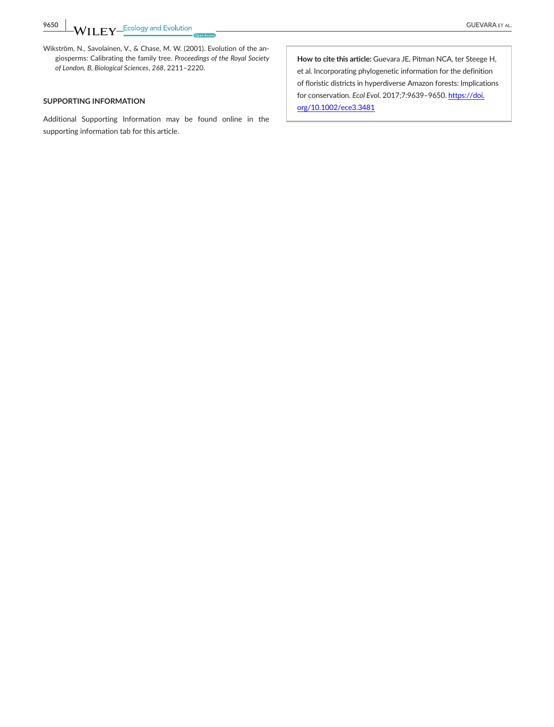Wikström, N., Savolainen, V., & Chase, M. W. (2001). Evolution of the angiosperms: Calibrating the family tree. *Proceedings of the Royal Society of London, B, Biological Sciences*, *268*, 2211–2220.

## SUPPORTING INFORMATION

Additional Supporting Information may be found online in the supporting information tab for this article.

**How to cite this article:** Guevara JE, Pitman NCA, ter Steege H, et al. Incorporating phylogenetic information for the definition of floristic districts in hyperdiverse Amazon forests: Implications for conservation. *Ecol Evol*. 2017;7:9639–9650. https://doi.org/10.1002/ece3.3481